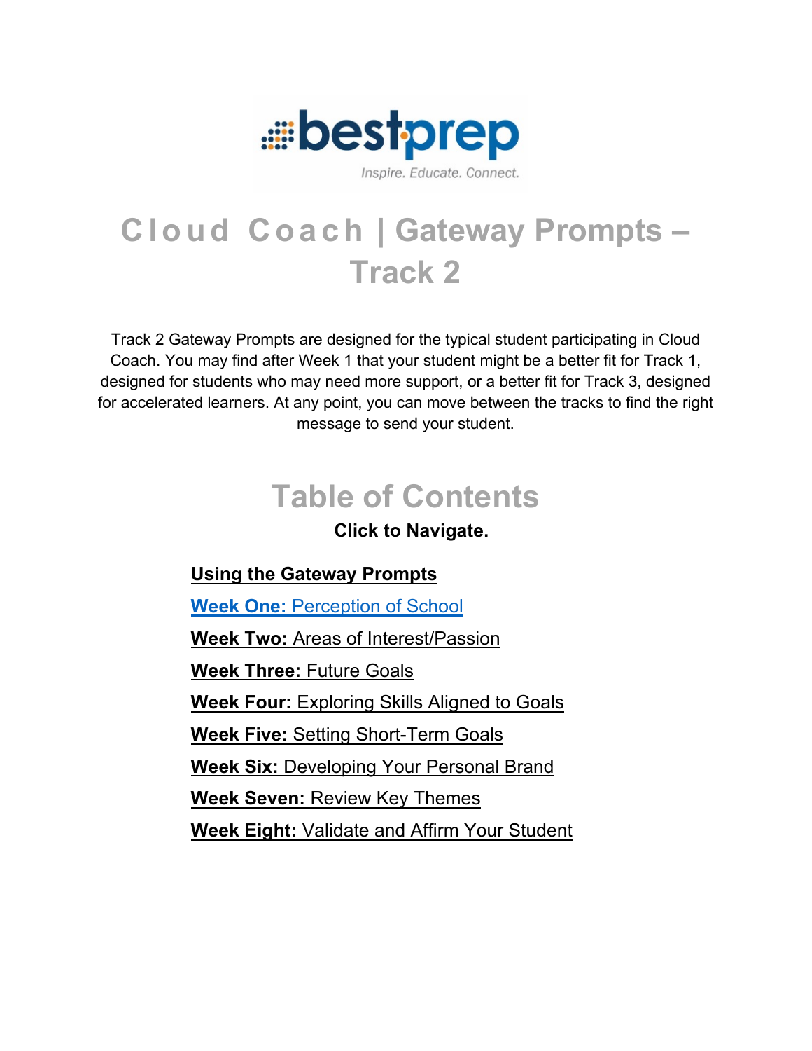bestprep

Inspire. Educate. Connect.

# Cloud Coach | Gateway Prompts – Track 2

Track 2 Gateway Prompts are designed for the typical student participating in Cloud Coach. You may find after Week 1 that your student might be a better fit for Track 1, designed for students who may need more support, or a better fit for Track 3, designed for accelerated learners. At any point, you can move between the tracks to find the right message to send your student.

## Table of Contents

**Click to Navigate.**

**Using the Gateway Prompts**

**Week One:** Perception of School

**Week Two:** Areas of Interest/Passion

**Week Three:** Future Goals

**Week Four:** Exploring Skills Aligned to Goals

**Week Five:** Setting Short-Term Goals

**Week Six:** Developing Your Personal Brand

**Week Seven:** Review Key Themes

**Week Eight:** Validate and Affirm Your Student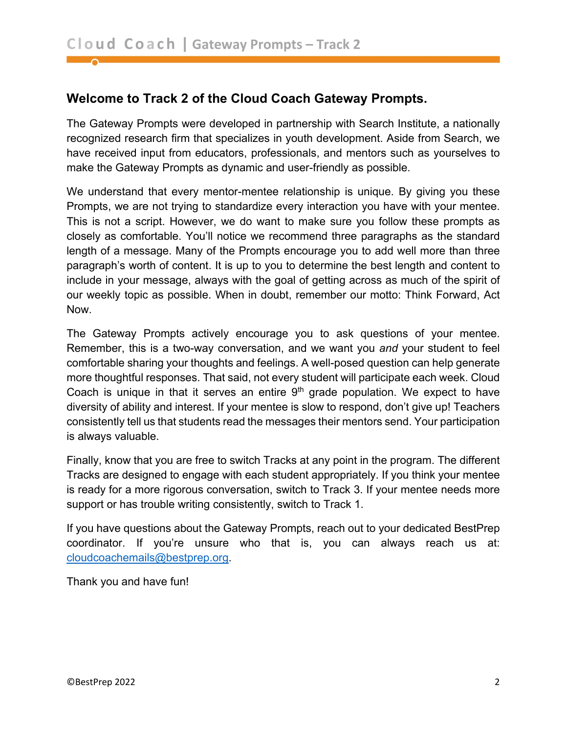## Welcome to Track 2 of the Cloud Coach Gateway Prompts.

The Gateway Prompts were developed in partnership with Search Institute, a nationally recognized research firm that specializes in youth development. Aside from Search, we have received input from educators, professionals, and mentors such as yourselves to make the Gateway Prompts as dynamic and user-friendly as possible.

We understand that every mentor-mentee relationship is unique. By giving you these Prompts, we are not trying to standardize every interaction you have with your mentee. This is not a script. However, we do want to make sure you follow these prompts as closely as comfortable. You'll notice we recommend three paragraphs as the standard length of a message. Many of the Prompts encourage you to add well more than three paragraph's worth of content. It is up to you to determine the best length and content to include in your message, always with the goal of getting across as much of the spirit of our weekly topic as possible. When in doubt, remember our motto: Think Forward, Act Now.

The Gateway Prompts actively encourage you to ask questions of your mentee. Remember, this is a two-way conversation, and we want you *and* your student to feel comfortable sharing your thoughts and feelings. A well-posed question can help generate more thoughtful responses. That said, not every student will participate each week. Cloud Coach is unique in that it serves an entire 9th grade population. We expect to have diversity of ability and interest. If your mentee is slow to respond, don't give up! Teachers consistently tell us that students read the messages their mentors send. Your participation is always valuable.

Finally, know that you are free to switch Tracks at any point in the program. The different Tracks are designed to engage with each student appropriately. If you think your mentee is ready for a more rigorous conversation, switch to Track 3. If your mentee needs more support or has trouble writing consistently, switch to Track 1.

If you have questions about the Gateway Prompts, reach out to your dedicated BestPrep coordinator. If you're unsure who that is, you can always reach us at: cloudcoachemails@bestprep.org.

Thank you and have fun!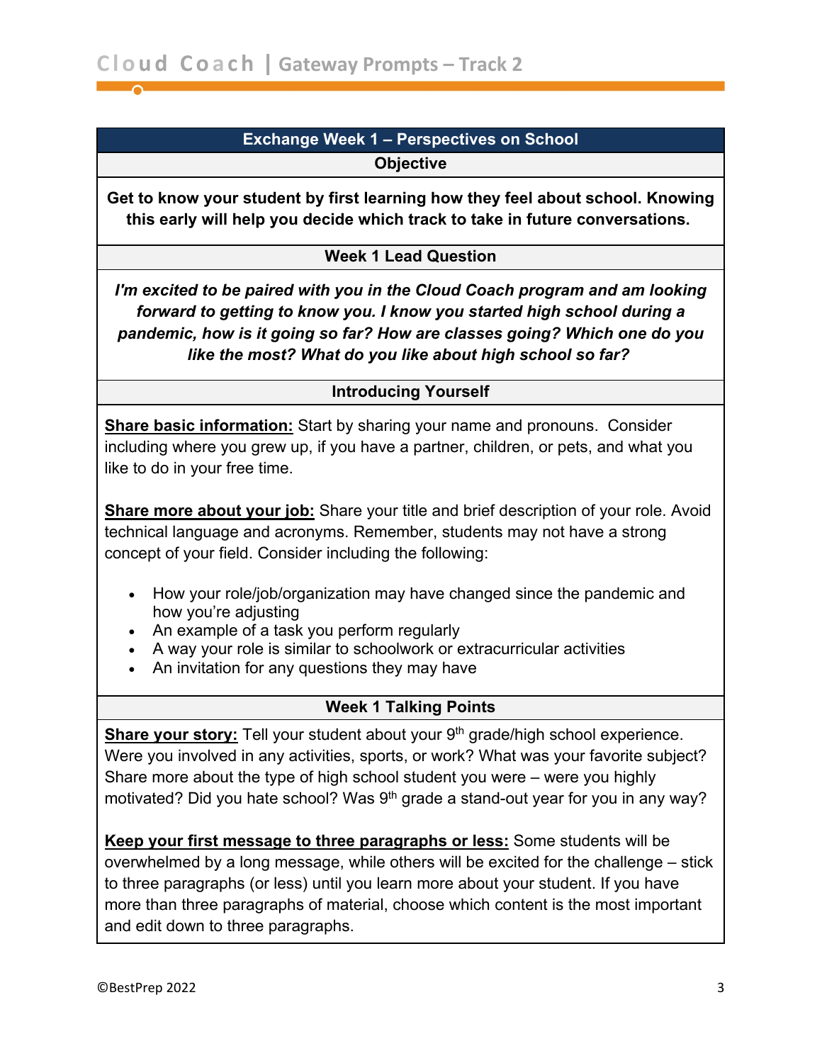## Exchange Week 1 – Perspectives on School

### Objective

**Get to know your student by first learning how they feel about school. Knowing this early will help you decide which track to take in future conversations.**

### Week 1 Lead Question

***I'm excited to be paired with you in the Cloud Coach program and am looking forward to getting to know you. I know you started high school during a pandemic, how is it going so far? How are classes going? Which one do you like the most? What do you like about high school so far?***

### Introducing Yourself

**Share basic information:** Start by sharing your name and pronouns. Consider including where you grew up, if you have a partner, children, or pets, and what you like to do in your free time.

**Share more about your job:** Share your title and brief description of your role. Avoid technical language and acronyms. Remember, students may not have a strong concept of your field. Consider including the following:

- How your role/job/organization may have changed since the pandemic and how you're adjusting
- An example of a task you perform regularly
- A way your role is similar to schoolwork or extracurricular activities
- An invitation for any questions they may have

### Week 1 Talking Points

**Share your story:** Tell your student about your 9th grade/high school experience. Were you involved in any activities, sports, or work? What was your favorite subject? Share more about the type of high school student you were – were you highly motivated? Did you hate school? Was 9th grade a stand-out year for you in any way?

**Keep your first message to three paragraphs or less:** Some students will be overwhelmed by a long message, while others will be excited for the challenge – stick to three paragraphs (or less) until you learn more about your student. If you have more than three paragraphs of material, choose which content is the most important and edit down to three paragraphs.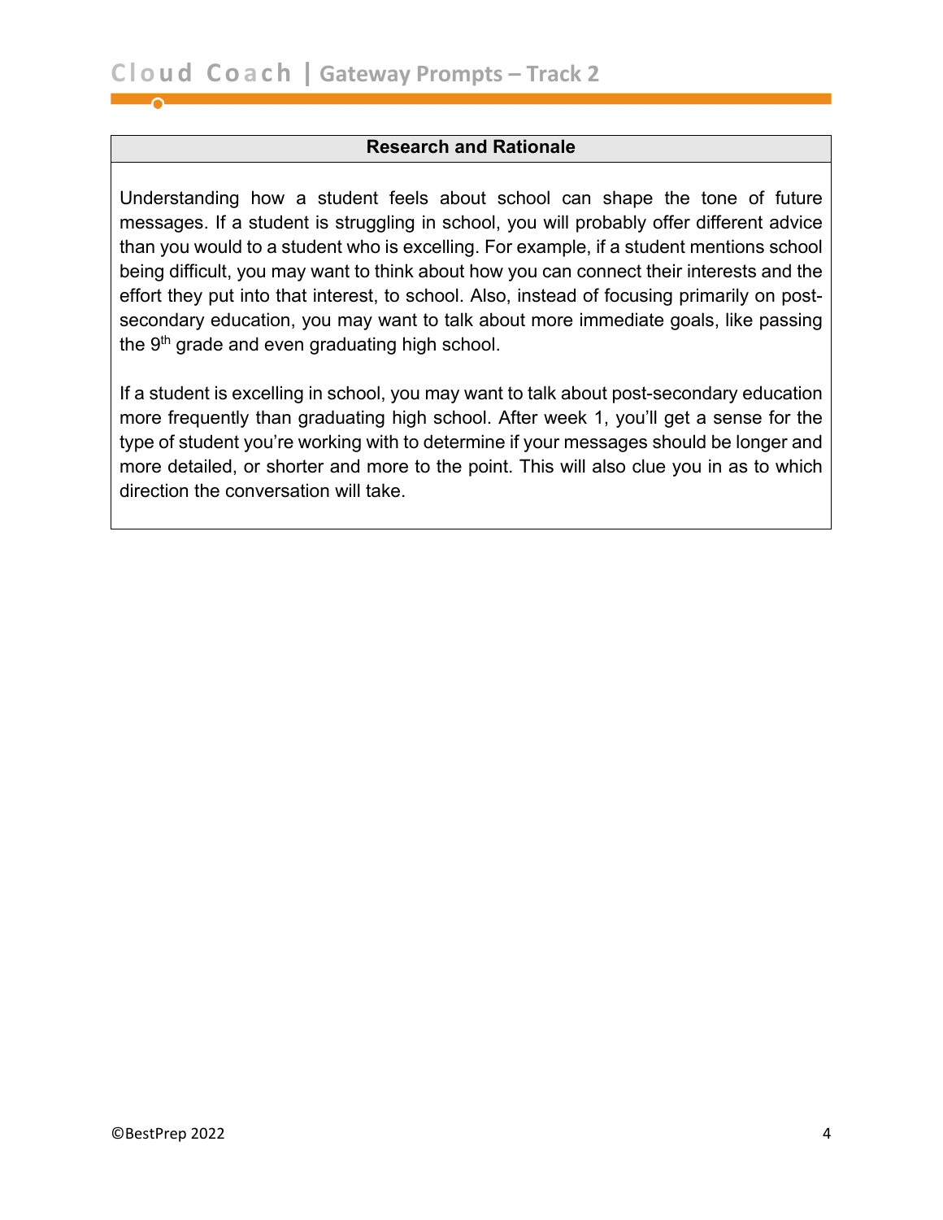## Research and Rationale

Understanding how a student feels about school can shape the tone of future messages. If a student is struggling in school, you will probably offer different advice than you would to a student who is excelling. For example, if a student mentions school being difficult, you may want to think about how you can connect their interests and the effort they put into that interest, to school. Also, instead of focusing primarily on post-secondary education, you may want to talk about more immediate goals, like passing the 9th grade and even graduating high school.

If a student is excelling in school, you may want to talk about post-secondary education more frequently than graduating high school. After week 1, you'll get a sense for the type of student you're working with to determine if your messages should be longer and more detailed, or shorter and more to the point. This will also clue you in as to which direction the conversation will take.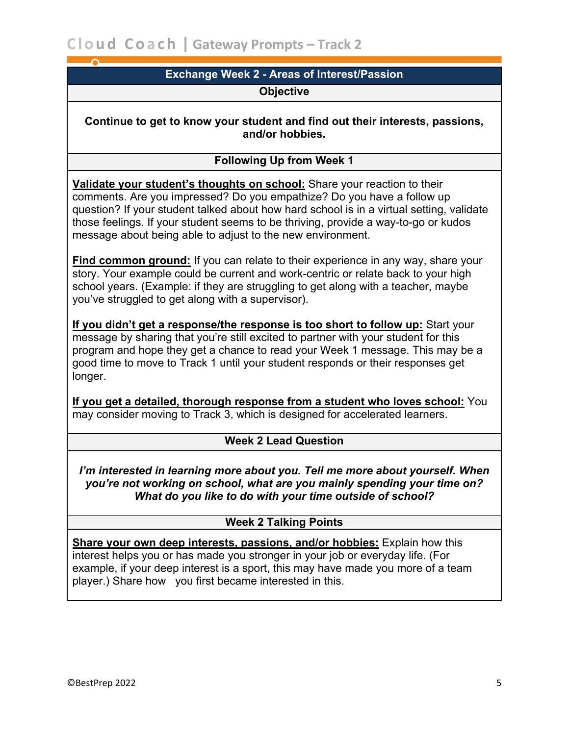## Exchange Week 2 - Areas of Interest/Passion

### Objective

**Continue to get to know your student and find out their interests, passions, and/or hobbies.**

### Following Up from Week 1

**Validate your student's thoughts on school:** Share your reaction to their comments. Are you impressed? Do you empathize? Do you have a follow up question? If your student talked about how hard school is in a virtual setting, validate those feelings. If your student seems to be thriving, provide a way-to-go or kudos message about being able to adjust to the new environment.

**Find common ground:** If you can relate to their experience in any way, share your story. Your example could be current and work-centric or relate back to your high school years. (Example: if they are struggling to get along with a teacher, maybe you've struggled to get along with a supervisor).

**If you didn't get a response/the response is too short to follow up:** Start your message by sharing that you're still excited to partner with your student for this program and hope they get a chance to read your Week 1 message. This may be a good time to move to Track 1 until your student responds or their responses get longer.

**If you get a detailed, thorough response from a student who loves school:** You may consider moving to Track 3, which is designed for accelerated learners.

### Week 2 Lead Question

***I'm interested in learning more about you. Tell me more about yourself. When you're not working on school, what are you mainly spending your time on? What do you like to do with your time outside of school?***

### Week 2 Talking Points

**Share your own deep interests, passions, and/or hobbies:** Explain how this interest helps you or has made you stronger in your job or everyday life. (For example, if your deep interest is a sport, this may have made you more of a team player.) Share how you first became interested in this.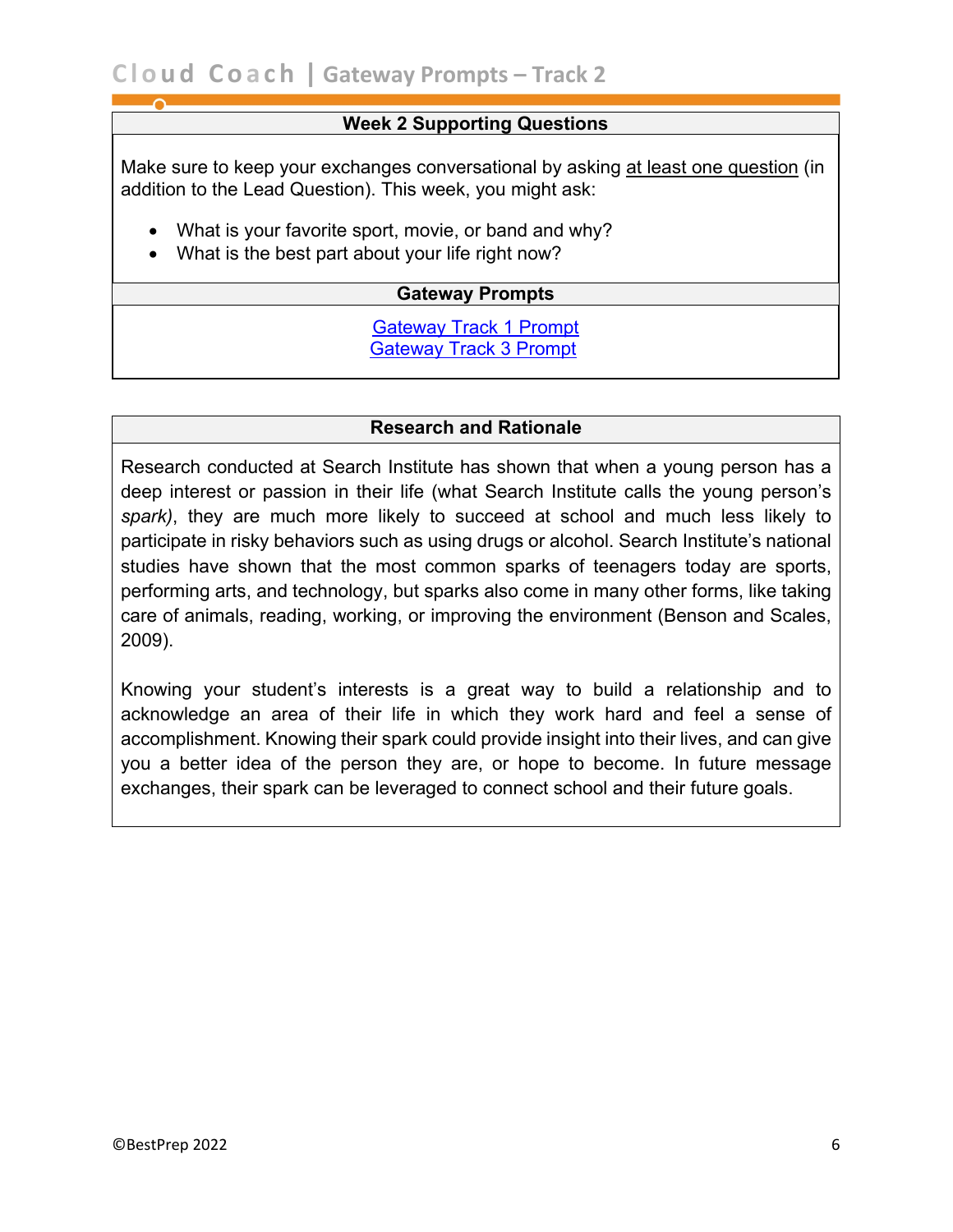### Week 2 Supporting Questions

Make sure to keep your exchanges conversational by asking at least one question (in addition to the Lead Question). This week, you might ask:

- What is your favorite sport, movie, or band and why?
- What is the best part about your life right now?

### Gateway Prompts

Gateway Track 1 Prompt
Gateway Track 3 Prompt

### Research and Rationale

Research conducted at Search Institute has shown that when a young person has a deep interest or passion in their life (what Search Institute calls the young person's *spark)*, they are much more likely to succeed at school and much less likely to participate in risky behaviors such as using drugs or alcohol. Search Institute's national studies have shown that the most common sparks of teenagers today are sports, performing arts, and technology, but sparks also come in many other forms, like taking care of animals, reading, working, or improving the environment (Benson and Scales, 2009).

Knowing your student's interests is a great way to build a relationship and to acknowledge an area of their life in which they work hard and feel a sense of accomplishment. Knowing their spark could provide insight into their lives, and can give you a better idea of the person they are, or hope to become. In future message exchanges, their spark can be leveraged to connect school and their future goals.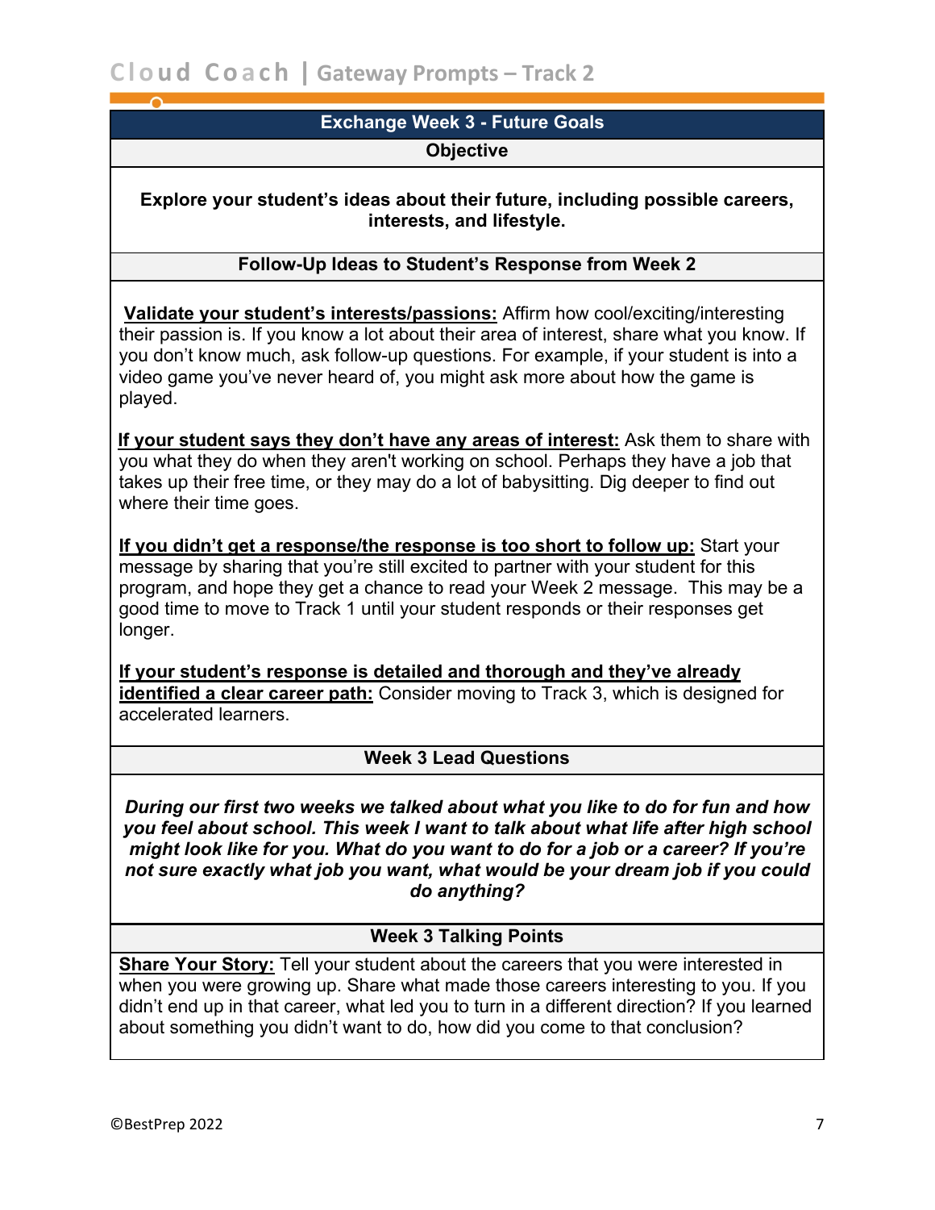## Exchange Week 3 - Future Goals

### Objective

**Explore your student's ideas about their future, including possible careers, interests, and lifestyle.**

### Follow-Up Ideas to Student's Response from Week 2

**Validate your student's interests/passions:** Affirm how cool/exciting/interesting their passion is. If you know a lot about their area of interest, share what you know. If you don't know much, ask follow-up questions. For example, if your student is into a video game you've never heard of, you might ask more about how the game is played.

**If your student says they don't have any areas of interest:** Ask them to share with you what they do when they aren't working on school. Perhaps they have a job that takes up their free time, or they may do a lot of babysitting. Dig deeper to find out where their time goes.

**If you didn't get a response/the response is too short to follow up:** Start your message by sharing that you're still excited to partner with your student for this program, and hope they get a chance to read your Week 2 message. This may be a good time to move to Track 1 until your student responds or their responses get longer.

**If your student's response is detailed and thorough and they've already identified a clear career path:** Consider moving to Track 3, which is designed for accelerated learners.

### Week 3 Lead Questions

***During our first two weeks we talked about what you like to do for fun and how you feel about school. This week I want to talk about what life after high school might look like for you. What do you want to do for a job or a career? If you're not sure exactly what job you want, what would be your dream job if you could do anything?***

### Week 3 Talking Points

**Share Your Story:** Tell your student about the careers that you were interested in when you were growing up. Share what made those careers interesting to you. If you didn't end up in that career, what led you to turn in a different direction? If you learned about something you didn't want to do, how did you come to that conclusion?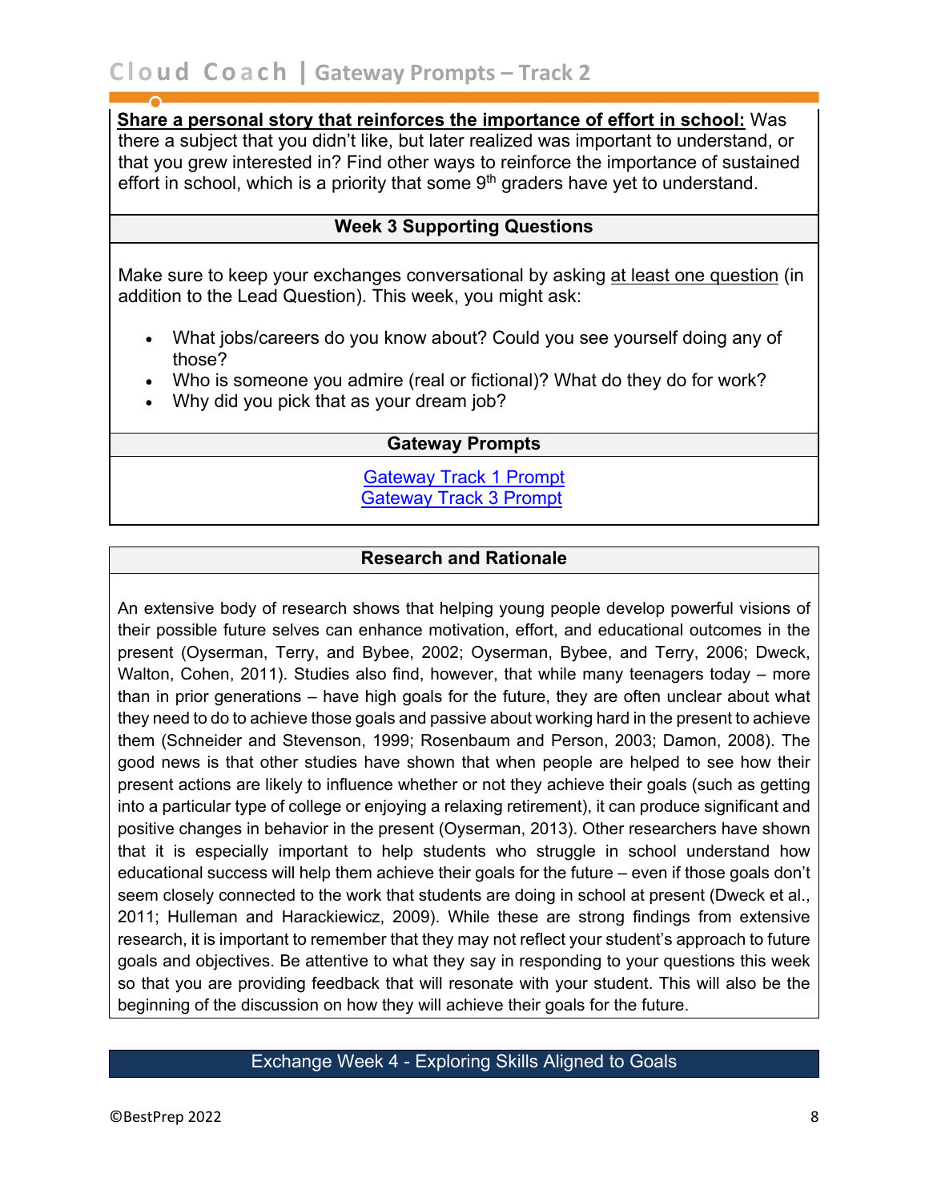**<u>Share a personal story that reinforces the importance of effort in school:</u>** Was there a subject that you didn't like, but later realized was important to understand, or that you grew interested in? Find other ways to reinforce the importance of sustained effort in school, which is a priority that some 9th graders have yet to understand.

### Week 3 Supporting Questions

Make sure to keep your exchanges conversational by asking <u>at least one question</u> (in addition to the Lead Question). This week, you might ask:

- What jobs/careers do you know about? Could you see yourself doing any of those?
- Who is someone you admire (real or fictional)? What do they do for work?
- Why did you pick that as your dream job?

### Gateway Prompts

Gateway Track 1 Prompt
Gateway Track 3 Prompt

### Research and Rationale

An extensive body of research shows that helping young people develop powerful visions of their possible future selves can enhance motivation, effort, and educational outcomes in the present (Oyserman, Terry, and Bybee, 2002; Oyserman, Bybee, and Terry, 2006; Dweck, Walton, Cohen, 2011). Studies also find, however, that while many teenagers today – more than in prior generations – have high goals for the future, they are often unclear about what they need to do to achieve those goals and passive about working hard in the present to achieve them (Schneider and Stevenson, 1999; Rosenbaum and Person, 2003; Damon, 2008). The good news is that other studies have shown that when people are helped to see how their present actions are likely to influence whether or not they achieve their goals (such as getting into a particular type of college or enjoying a relaxing retirement), it can produce significant and positive changes in behavior in the present (Oyserman, 2013). Other researchers have shown that it is especially important to help students who struggle in school understand how educational success will help them achieve their goals for the future – even if those goals don't seem closely connected to the work that students are doing in school at present (Dweck et al., 2011; Hulleman and Harackiewicz, 2009). While these are strong findings from extensive research, it is important to remember that they may not reflect your student's approach to future goals and objectives. Be attentive to what they say in responding to your questions this week so that you are providing feedback that will resonate with your student. This will also be the beginning of the discussion on how they will achieve their goals for the future.

## Exchange Week 4 - Exploring Skills Aligned to Goals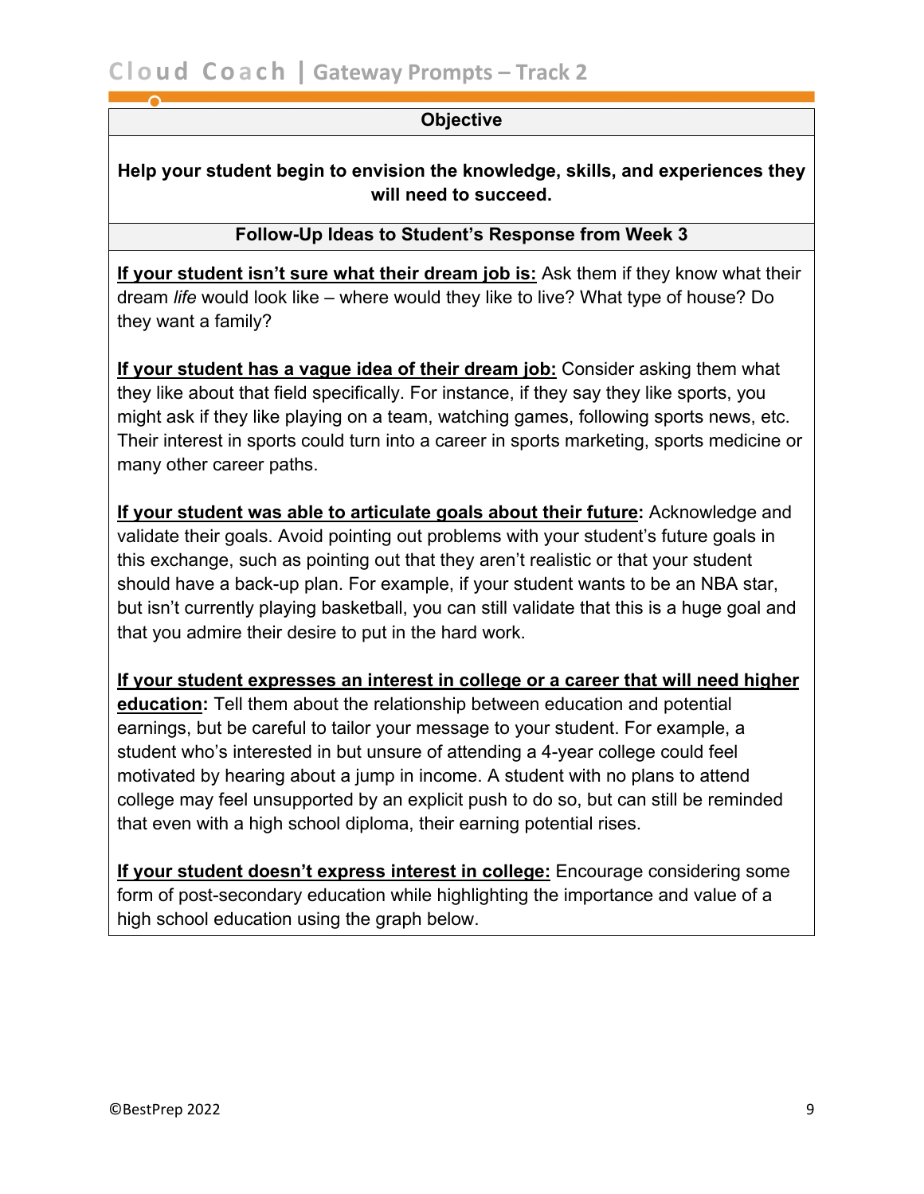| Objective |
| --- |
| **Help your student begin to envision the knowledge, skills, and experiences they will need to succeed.** |

**Follow-Up Ideas to Student's Response from Week 3**

**If your student isn't sure what their dream job is:** Ask them if they know what their dream *life* would look like – where would they like to live? What type of house? Do they want a family?

**If your student has a vague idea of their dream job:** Consider asking them what they like about that field specifically. For instance, if they say they like sports, you might ask if they like playing on a team, watching games, following sports news, etc. Their interest in sports could turn into a career in sports marketing, sports medicine or many other career paths.

**If your student was able to articulate goals about their future:** Acknowledge and validate their goals. Avoid pointing out problems with your student's future goals in this exchange, such as pointing out that they aren't realistic or that your student should have a back-up plan. For example, if your student wants to be an NBA star, but isn't currently playing basketball, you can still validate that this is a huge goal and that you admire their desire to put in the hard work.

**If your student expresses an interest in college or a career that will need higher education:** Tell them about the relationship between education and potential earnings, but be careful to tailor your message to your student. For example, a student who's interested in but unsure of attending a 4-year college could feel motivated by hearing about a jump in income. A student with no plans to attend college may feel unsupported by an explicit push to do so, but can still be reminded that even with a high school diploma, their earning potential rises.

**If your student doesn't express interest in college:** Encourage considering some form of post-secondary education while highlighting the importance and value of a high school education using the graph below.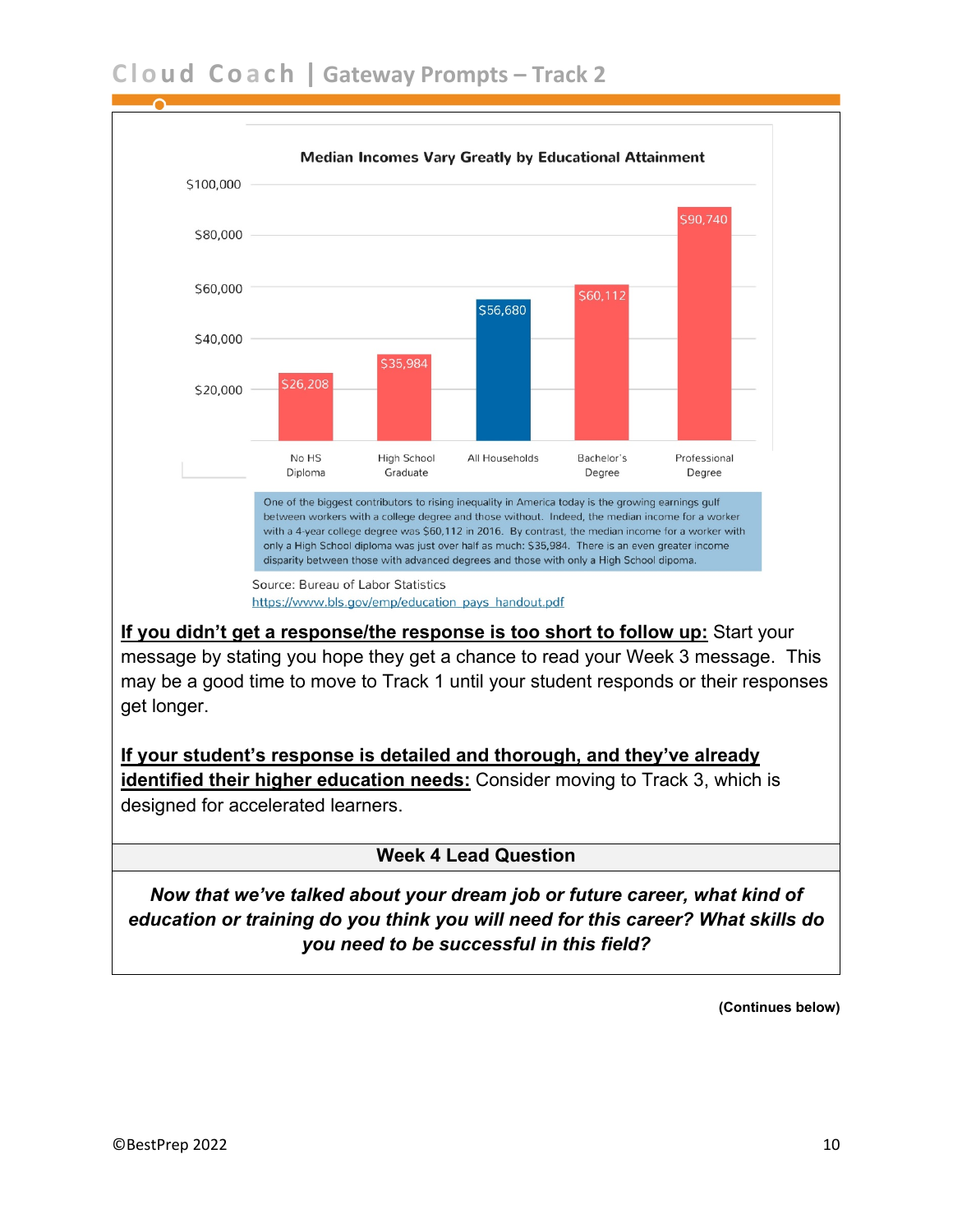**Median Incomes Vary Greatly by Educational Attainment**

| Educational Attainment | Median Income |
|---|---|
| No HS Diploma | $26,208 |
| High School Graduate | $35,984 |
| All Households | $56,680 |
| Bachelor's Degree | $60,112 |
| Professional Degree | $90,740 |

One of the biggest contributors to rising inequality in America today is the growing earnings gulf between workers with a college degree and those without. Indeed, the median income for a worker with a 4-year college degree was $60,112 in 2016. By contrast, the median income for a worker with only a High School diploma was just over half as much: $35,984. There is an even greater income disparity between those with advanced degrees and those with only a High School dipoma.

Source: Bureau of Labor Statistics
https://www.bls.gov/emp/education_pays_handout.pdf

**If you didn't get a response/the response is too short to follow up:** Start your message by stating you hope they get a chance to read your Week 3 message. This may be a good time to move to Track 1 until your student responds or their responses get longer.

**If your student's response is detailed and thorough, and they've already identified their higher education needs:** Consider moving to Track 3, which is designed for accelerated learners.

**Week 4 Lead Question**

***Now that we've talked about your dream job or future career, what kind of education or training do you think you will need for this career? What skills do you need to be successful in this field?***

**(Continues below)**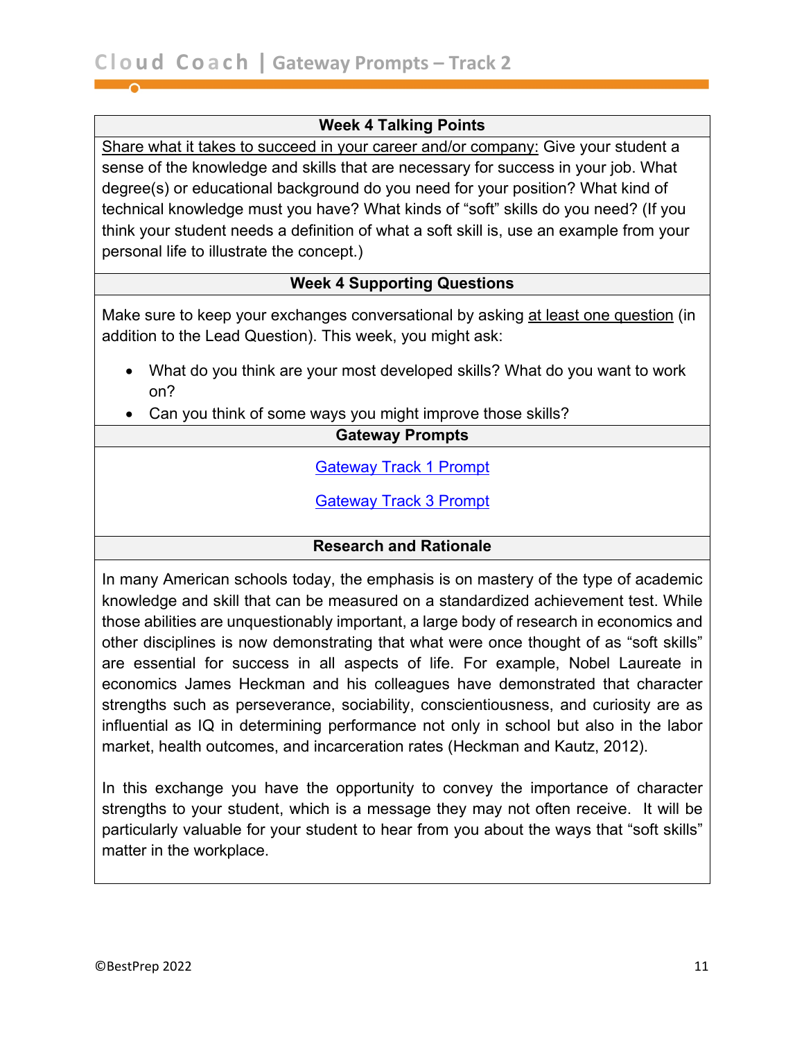### Week 4 Talking Points

<u>Share what it takes to succeed in your career and/or company:</u> Give your student a sense of the knowledge and skills that are necessary for success in your job. What degree(s) or educational background do you need for your position? What kind of technical knowledge must you have? What kinds of "soft" skills do you need? (If you think your student needs a definition of what a soft skill is, use an example from your personal life to illustrate the concept.)

### Week 4 Supporting Questions

Make sure to keep your exchanges conversational by asking <u>at least one question</u> (in addition to the Lead Question). This week, you might ask:

- What do you think are your most developed skills? What do you want to work on?
- Can you think of some ways you might improve those skills?

### Gateway Prompts

Gateway Track 1 Prompt

Gateway Track 3 Prompt

### Research and Rationale

In many American schools today, the emphasis is on mastery of the type of academic knowledge and skill that can be measured on a standardized achievement test. While those abilities are unquestionably important, a large body of research in economics and other disciplines is now demonstrating that what were once thought of as "soft skills" are essential for success in all aspects of life. For example, Nobel Laureate in economics James Heckman and his colleagues have demonstrated that character strengths such as perseverance, sociability, conscientiousness, and curiosity are as influential as IQ in determining performance not only in school but also in the labor market, health outcomes, and incarceration rates (Heckman and Kautz, 2012).

In this exchange you have the opportunity to convey the importance of character strengths to your student, which is a message they may not often receive. It will be particularly valuable for your student to hear from you about the ways that "soft skills" matter in the workplace.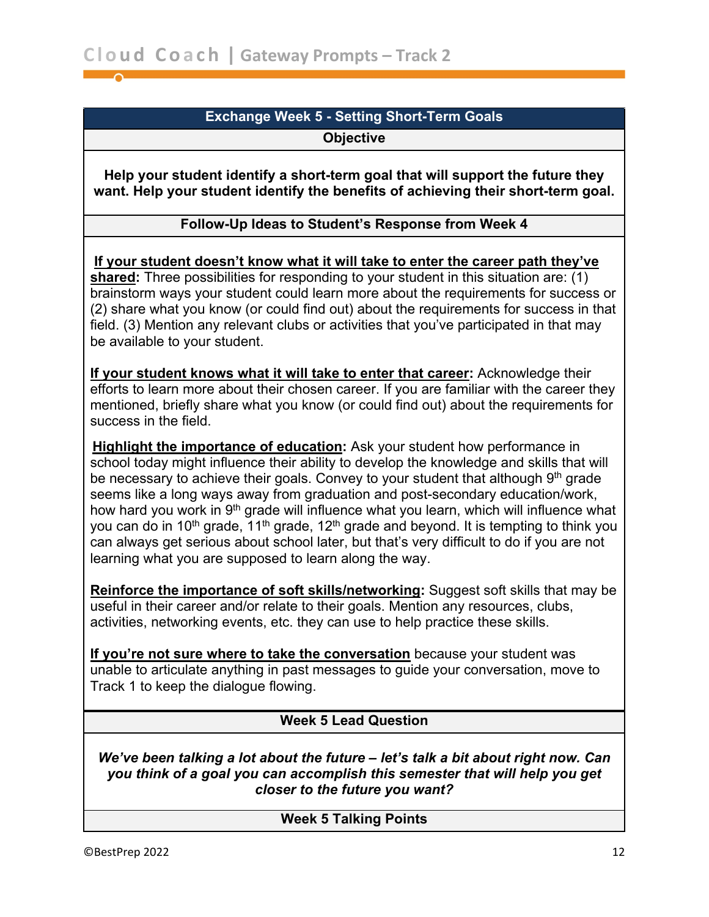## Exchange Week 5 - Setting Short-Term Goals

### Objective

**Help your student identify a short-term goal that will support the future they want. Help your student identify the benefits of achieving their short-term goal.**

### Follow-Up Ideas to Student's Response from Week 4

**If your student doesn't know what it will take to enter the career path they've shared:** Three possibilities for responding to your student in this situation are: (1) brainstorm ways your student could learn more about the requirements for success or (2) share what you know (or could find out) about the requirements for success in that field. (3) Mention any relevant clubs or activities that you've participated in that may be available to your student.

**If your student knows what it will take to enter that career:** Acknowledge their efforts to learn more about their chosen career. If you are familiar with the career they mentioned, briefly share what you know (or could find out) about the requirements for success in the field.

**Highlight the importance of education:** Ask your student how performance in school today might influence their ability to develop the knowledge and skills that will be necessary to achieve their goals. Convey to your student that although 9th grade seems like a long ways away from graduation and post-secondary education/work, how hard you work in 9th grade will influence what you learn, which will influence what you can do in 10th grade, 11th grade, 12th grade and beyond. It is tempting to think you can always get serious about school later, but that's very difficult to do if you are not learning what you are supposed to learn along the way.

**Reinforce the importance of soft skills/networking:** Suggest soft skills that may be useful in their career and/or relate to their goals. Mention any resources, clubs, activities, networking events, etc. they can use to help practice these skills.

**If you're not sure where to take the conversation** because your student was unable to articulate anything in past messages to guide your conversation, move to Track 1 to keep the dialogue flowing.

### Week 5 Lead Question

***We've been talking a lot about the future – let's talk a bit about right now. Can you think of a goal you can accomplish this semester that will help you get closer to the future you want?***

### Week 5 Talking Points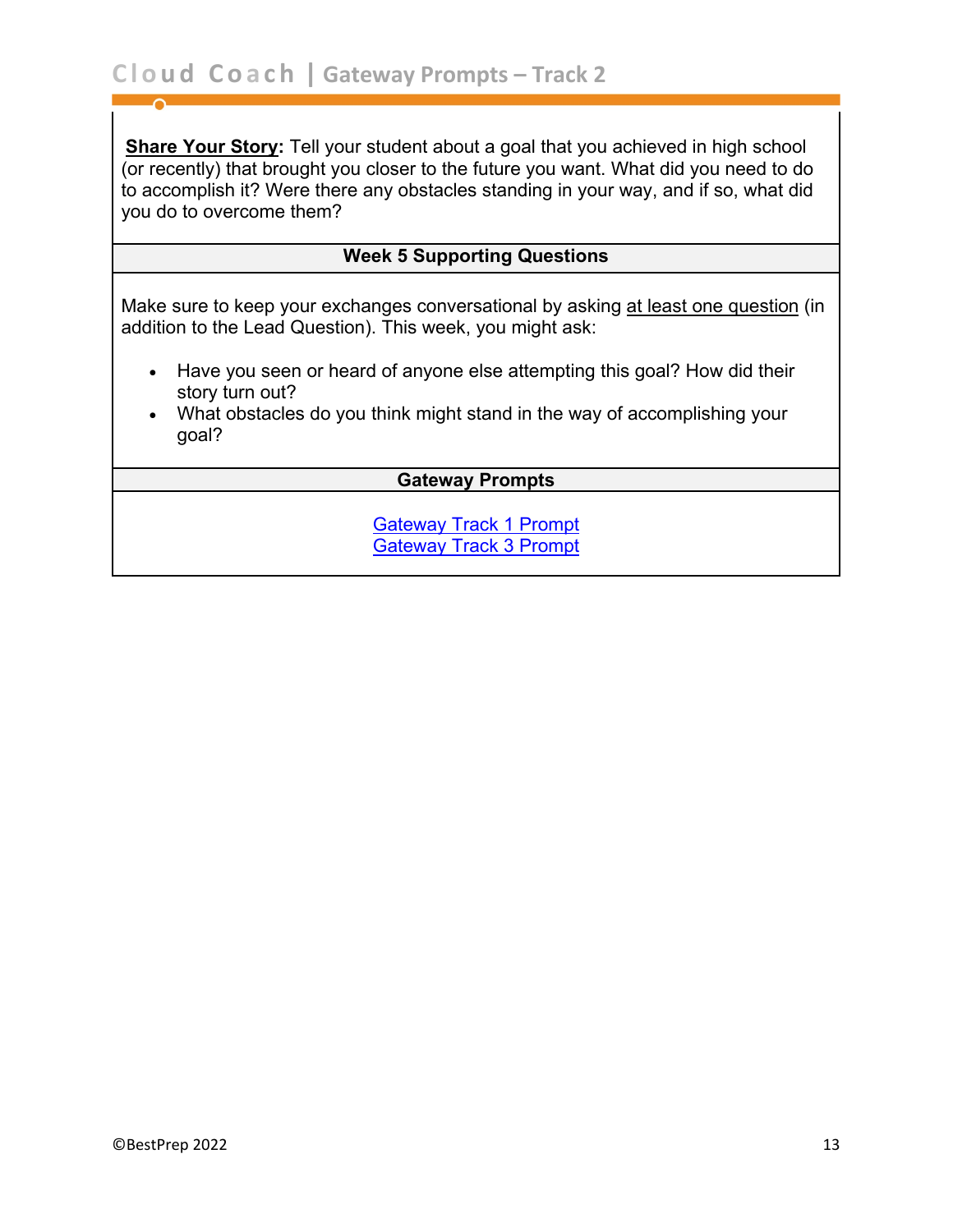**Share Your Story:** Tell your student about a goal that you achieved in high school (or recently) that brought you closer to the future you want. What did you need to do to accomplish it? Were there any obstacles standing in your way, and if so, what did you do to overcome them?

**Week 5 Supporting Questions**

Make sure to keep your exchanges conversational by asking at least one question (in addition to the Lead Question). This week, you might ask:

- Have you seen or heard of anyone else attempting this goal? How did their story turn out?
- What obstacles do you think might stand in the way of accomplishing your goal?

**Gateway Prompts**

Gateway Track 1 Prompt
Gateway Track 3 Prompt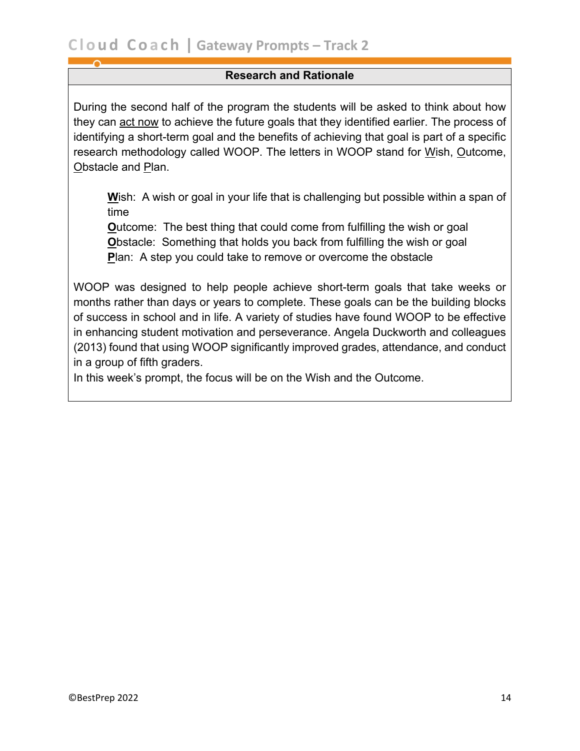## Research and Rationale

During the second half of the program the students will be asked to think about how they can act now to achieve the future goals that they identified earlier. The process of identifying a short-term goal and the benefits of achieving that goal is part of a specific research methodology called WOOP. The letters in WOOP stand for Wish, Outcome, Obstacle and Plan.

> **W**ish: A wish or goal in your life that is challenging but possible within a span of time
> **O**utcome: The best thing that could come from fulfilling the wish or goal
> **O**bstacle: Something that holds you back from fulfilling the wish or goal
> **P**lan: A step you could take to remove or overcome the obstacle

WOOP was designed to help people achieve short-term goals that take weeks or months rather than days or years to complete. These goals can be the building blocks of success in school and in life. A variety of studies have found WOOP to be effective in enhancing student motivation and perseverance. Angela Duckworth and colleagues (2013) found that using WOOP significantly improved grades, attendance, and conduct in a group of fifth graders.

In this week's prompt, the focus will be on the Wish and the Outcome.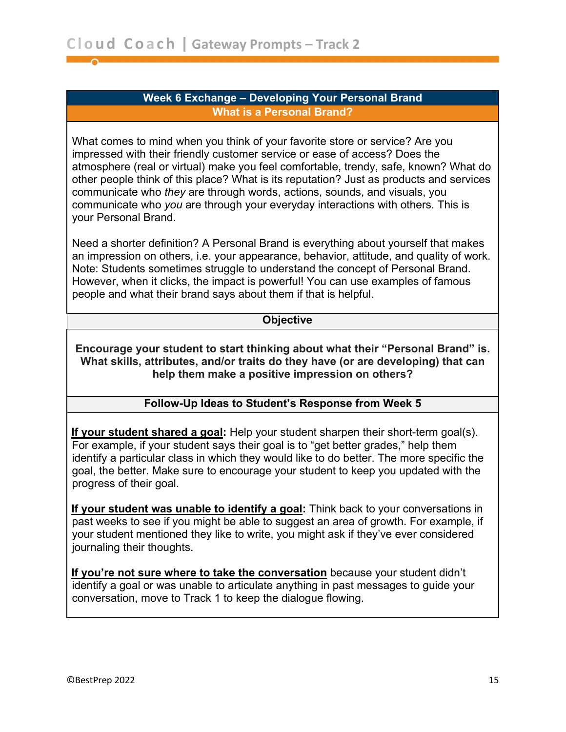## Week 6 Exchange – Developing Your Personal Brand

### What is a Personal Brand?

What comes to mind when you think of your favorite store or service? Are you impressed with their friendly customer service or ease of access? Does the atmosphere (real or virtual) make you feel comfortable, trendy, safe, known? What do other people think of this place? What is its reputation? Just as products and services communicate who *they* are through words, actions, sounds, and visuals, you communicate who *you* are through your everyday interactions with others. This is your Personal Brand.

Need a shorter definition? A Personal Brand is everything about yourself that makes an impression on others, i.e. your appearance, behavior, attitude, and quality of work. Note: Students sometimes struggle to understand the concept of Personal Brand. However, when it clicks, the impact is powerful! You can use examples of famous people and what their brand says about them if that is helpful.

### Objective

**Encourage your student to start thinking about what their "Personal Brand" is. What skills, attributes, and/or traits do they have (or are developing) that can help them make a positive impression on others?**

### Follow-Up Ideas to Student's Response from Week 5

**If your student shared a goal:** Help your student sharpen their short-term goal(s). For example, if your student says their goal is to "get better grades," help them identify a particular class in which they would like to do better. The more specific the goal, the better. Make sure to encourage your student to keep you updated with the progress of their goal.

**If your student was unable to identify a goal:** Think back to your conversations in past weeks to see if you might be able to suggest an area of growth. For example, if your student mentioned they like to write, you might ask if they've ever considered journaling their thoughts.

**If you're not sure where to take the conversation** because your student didn't identify a goal or was unable to articulate anything in past messages to guide your conversation, move to Track 1 to keep the dialogue flowing.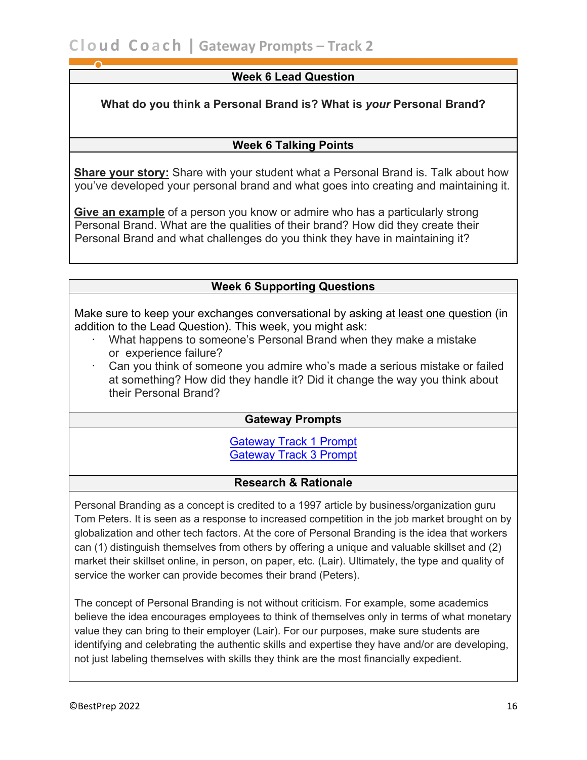## Week 6 Lead Question

**What do you think a Personal Brand is? What is *your* Personal Brand?**

## Week 6 Talking Points

**Share your story:** Share with your student what a Personal Brand is. Talk about how you've developed your personal brand and what goes into creating and maintaining it.

**Give an example** of a person you know or admire who has a particularly strong Personal Brand. What are the qualities of their brand? How did they create their Personal Brand and what challenges do you think they have in maintaining it?

## Week 6 Supporting Questions

Make sure to keep your exchanges conversational by asking at least one question (in addition to the Lead Question). This week, you might ask:

- What happens to someone's Personal Brand when they make a mistake or experience failure?
- Can you think of someone you admire who's made a serious mistake or failed at something? How did they handle it? Did it change the way you think about their Personal Brand?

## Gateway Prompts

Gateway Track 1 Prompt
Gateway Track 3 Prompt

## Research & Rationale

Personal Branding as a concept is credited to a 1997 article by business/organization guru Tom Peters. It is seen as a response to increased competition in the job market brought on by globalization and other tech factors. At the core of Personal Branding is the idea that workers can (1) distinguish themselves from others by offering a unique and valuable skillset and (2) market their skillset online, in person, on paper, etc. (Lair). Ultimately, the type and quality of service the worker can provide becomes their brand (Peters).

The concept of Personal Branding is not without criticism. For example, some academics believe the idea encourages employees to think of themselves only in terms of what monetary value they can bring to their employer (Lair). For our purposes, make sure students are identifying and celebrating the authentic skills and expertise they have and/or are developing, not just labeling themselves with skills they think are the most financially expedient.

©BestPrep 2022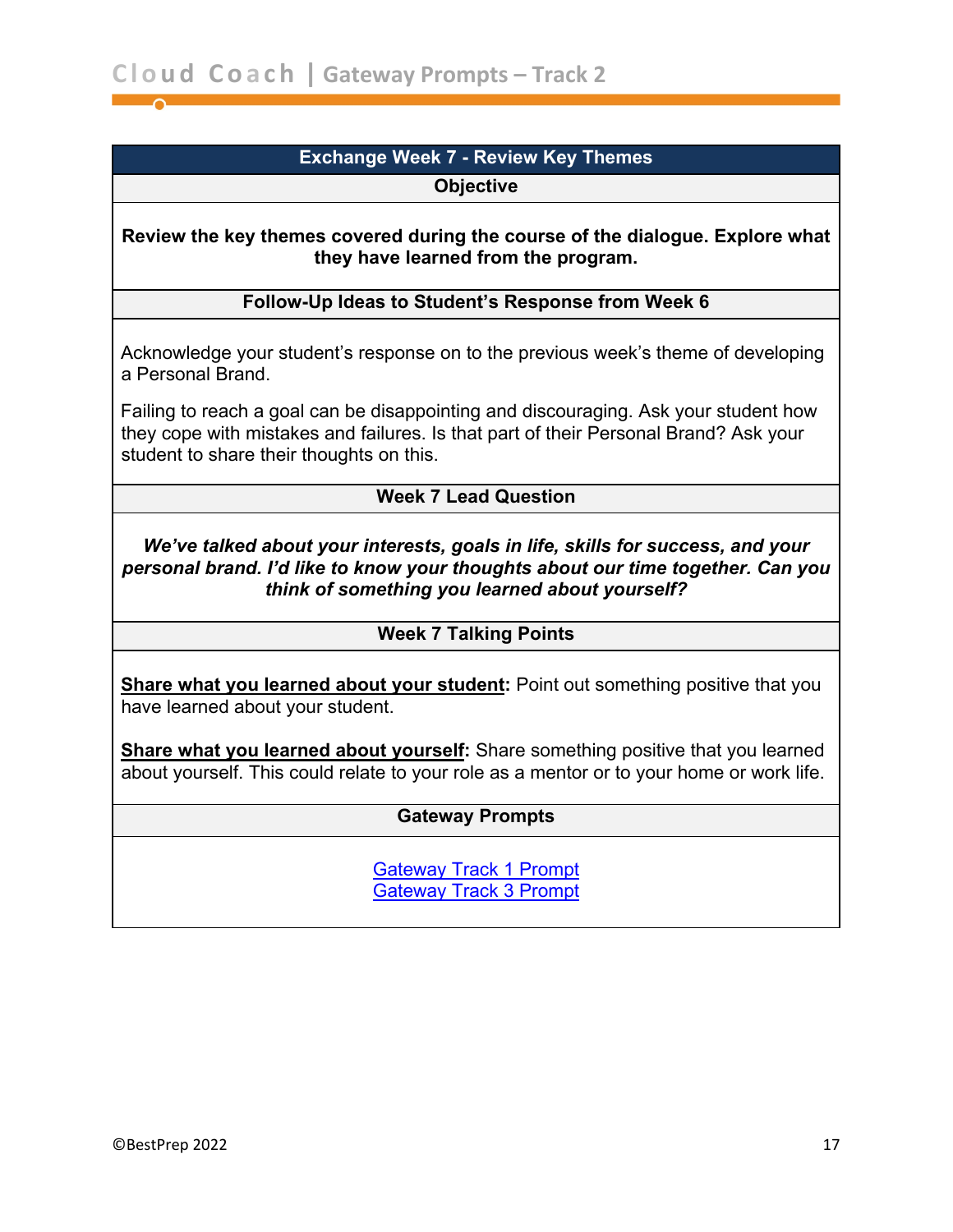## Exchange Week 7 - Review Key Themes

### Objective

**Review the key themes covered during the course of the dialogue. Explore what they have learned from the program.**

### Follow-Up Ideas to Student's Response from Week 6

Acknowledge your student's response on to the previous week's theme of developing a Personal Brand.

Failing to reach a goal can be disappointing and discouraging. Ask your student how they cope with mistakes and failures. Is that part of their Personal Brand? Ask your student to share their thoughts on this.

### Week 7 Lead Question

***We've talked about your interests, goals in life, skills for success, and your personal brand. I'd like to know your thoughts about our time together. Can you think of something you learned about yourself?***

### Week 7 Talking Points

**Share what you learned about your student:** Point out something positive that you have learned about your student.

**Share what you learned about yourself:** Share something positive that you learned about yourself. This could relate to your role as a mentor or to your home or work life.

### Gateway Prompts

Gateway Track 1 Prompt
Gateway Track 3 Prompt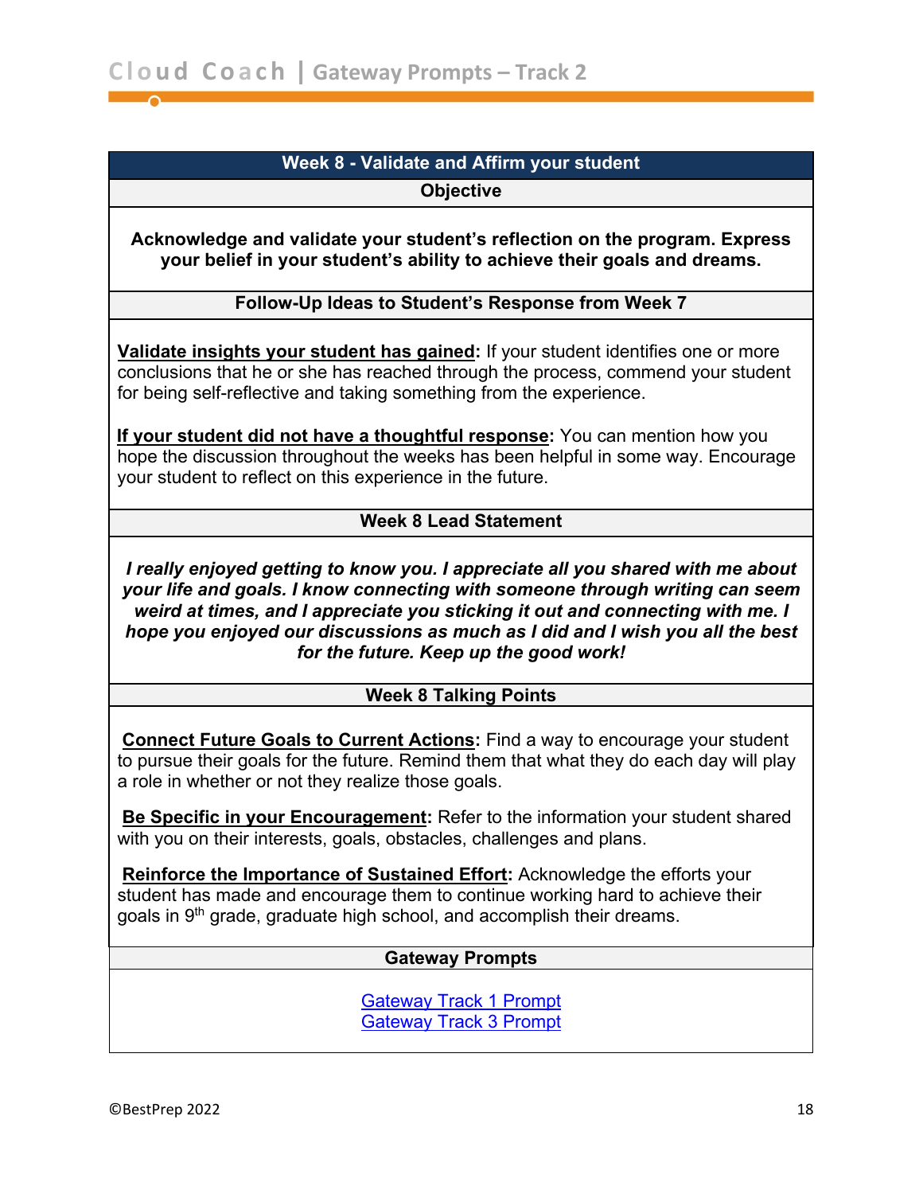## Week 8 - Validate and Affirm your student

### Objective

**Acknowledge and validate your student's reflection on the program. Express your belief in your student's ability to achieve their goals and dreams.**

### Follow-Up Ideas to Student's Response from Week 7

**Validate insights your student has gained:** If your student identifies one or more conclusions that he or she has reached through the process, commend your student for being self-reflective and taking something from the experience.

**If your student did not have a thoughtful response:** You can mention how you hope the discussion throughout the weeks has been helpful in some way. Encourage your student to reflect on this experience in the future.

### Week 8 Lead Statement

***I really enjoyed getting to know you. I appreciate all you shared with me about your life and goals. I know connecting with someone through writing can seem weird at times, and I appreciate you sticking it out and connecting with me. I hope you enjoyed our discussions as much as I did and I wish you all the best for the future. Keep up the good work!***

### Week 8 Talking Points

**Connect Future Goals to Current Actions:** Find a way to encourage your student to pursue their goals for the future. Remind them that what they do each day will play a role in whether or not they realize those goals.

**Be Specific in your Encouragement:** Refer to the information your student shared with you on their interests, goals, obstacles, challenges and plans.

**Reinforce the Importance of Sustained Effort:** Acknowledge the efforts your student has made and encourage them to continue working hard to achieve their goals in 9th grade, graduate high school, and accomplish their dreams.

### Gateway Prompts

Gateway Track 1 Prompt
Gateway Track 3 Prompt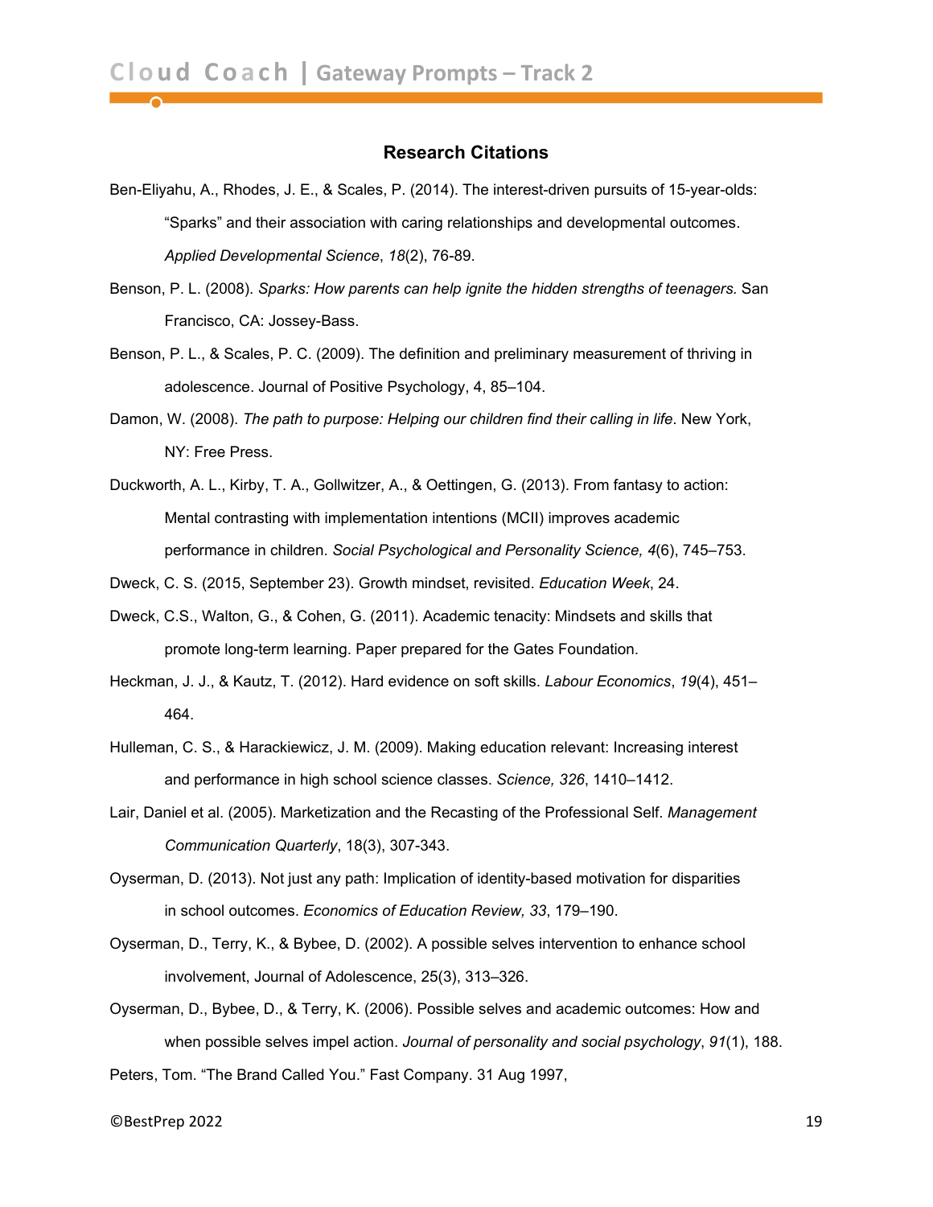## Research Citations

Ben-Eliyahu, A., Rhodes, J. E., & Scales, P. (2014). The interest-driven pursuits of 15-year-olds: "Sparks" and their association with caring relationships and developmental outcomes. *Applied Developmental Science*, *18*(2), 76-89.

Benson, P. L. (2008). *Sparks: How parents can help ignite the hidden strengths of teenagers.* San Francisco, CA: Jossey-Bass.

Benson, P. L., & Scales, P. C. (2009). The definition and preliminary measurement of thriving in adolescence. Journal of Positive Psychology, 4, 85–104.

Damon, W. (2008). *The path to purpose: Helping our children find their calling in life*. New York, NY: Free Press.

Duckworth, A. L., Kirby, T. A., Gollwitzer, A., & Oettingen, G. (2013). From fantasy to action: Mental contrasting with implementation intentions (MCII) improves academic performance in children. *Social Psychological and Personality Science, 4*(6), 745–753.

Dweck, C. S. (2015, September 23). Growth mindset, revisited. *Education Week*, 24.

Dweck, C.S., Walton, G., & Cohen, G. (2011). Academic tenacity: Mindsets and skills that promote long-term learning. Paper prepared for the Gates Foundation.

Heckman, J. J., & Kautz, T. (2012). Hard evidence on soft skills. *Labour Economics*, *19*(4), 451–464.

Hulleman, C. S., & Harackiewicz, J. M. (2009). Making education relevant: Increasing interest and performance in high school science classes. *Science, 326*, 1410–1412.

Lair, Daniel et al. (2005). Marketization and the Recasting of the Professional Self. *Management Communication Quarterly*, 18(3), 307-343.

Oyserman, D. (2013). Not just any path: Implication of identity-based motivation for disparities in school outcomes. *Economics of Education Review, 33*, 179–190.

Oyserman, D., Terry, K., & Bybee, D. (2002). A possible selves intervention to enhance school involvement, Journal of Adolescence, 25(3), 313–326.

Oyserman, D., Bybee, D., & Terry, K. (2006). Possible selves and academic outcomes: How and when possible selves impel action. *Journal of personality and social psychology*, *91*(1), 188.

Peters, Tom. "The Brand Called You." Fast Company. 31 Aug 1997,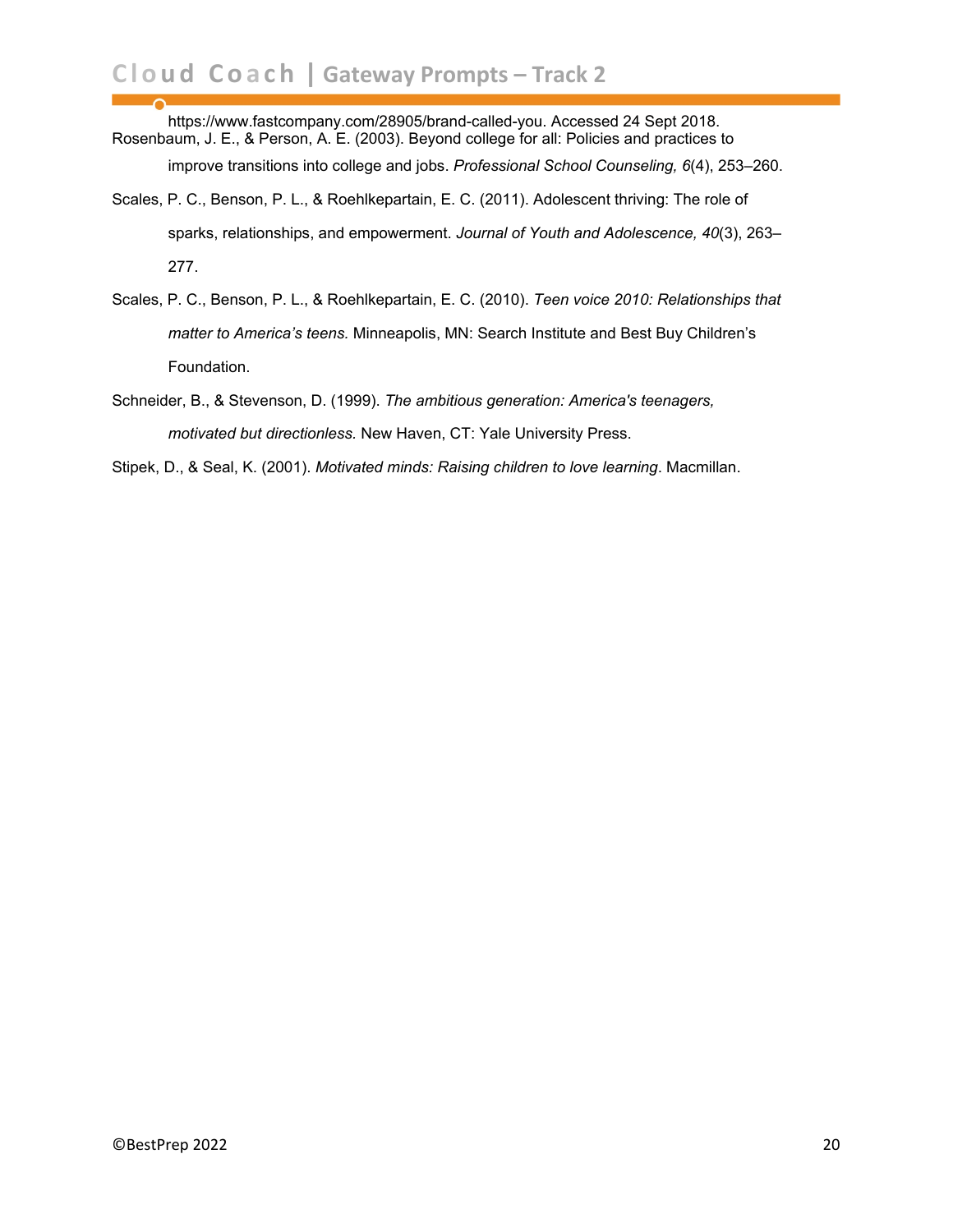https://www.fastcompany.com/28905/brand-called-you. Accessed 24 Sept 2018.

Rosenbaum, J. E., & Person, A. E. (2003). Beyond college for all: Policies and practices to improve transitions into college and jobs. *Professional School Counseling, 6*(4), 253–260.

Scales, P. C., Benson, P. L., & Roehlkepartain, E. C. (2011). Adolescent thriving: The role of sparks, relationships, and empowerment. *Journal of Youth and Adolescence, 40*(3), 263–277.

Scales, P. C., Benson, P. L., & Roehlkepartain, E. C. (2010). *Teen voice 2010: Relationships that matter to America's teens.* Minneapolis, MN: Search Institute and Best Buy Children's Foundation.

Schneider, B., & Stevenson, D. (1999). *The ambitious generation: America's teenagers, motivated but directionless.* New Haven, CT: Yale University Press.

Stipek, D., & Seal, K. (2001). *Motivated minds: Raising children to love learning*. Macmillan.